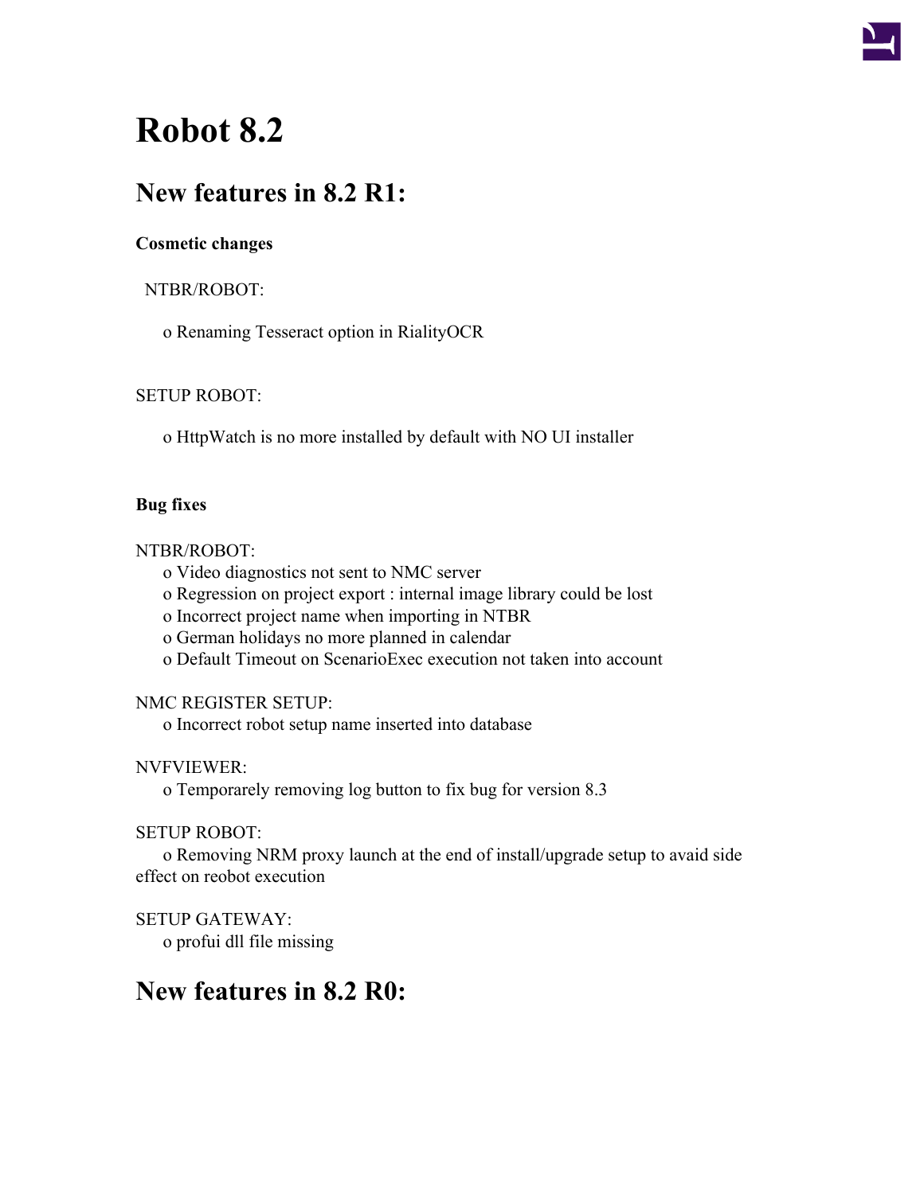# Robot 8.2

## New features in 8.2 R1:

**Cosmetic changes**

NTBR/ROBOT:

o Renaming Tesseract option in RialityOCR

SETUP ROBOT:

o HttpWatch is no more installed by default with NO UI installer

**Bug fixes**

NTBR/ROBOT:

o Video diagnostics not sent to NMC server
o Regression on project export : internal image library could be lost
o Incorrect project name when importing in NTBR
o German holidays no more planned in calendar
o Default Timeout on ScenarioExec execution not taken into account

NMC REGISTER SETUP:

o Incorrect robot setup name inserted into database

NVFVIEWER:

o Temporarely removing log button to fix bug for version 8.3

SETUP ROBOT:

o Removing NRM proxy launch at the end of install/upgrade setup to avaid side effect on reobot execution

SETUP GATEWAY:

o profui dll file missing

## New features in 8.2 R0: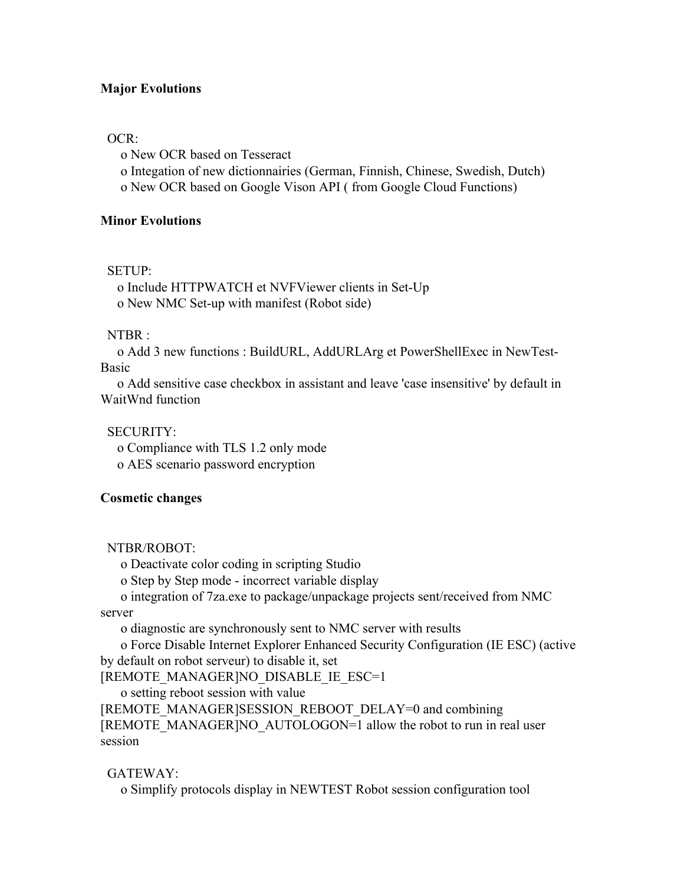**Major Evolutions**

OCR:

- New OCR based on Tesseract
- Integation of new dictionnairies (German, Finnish, Chinese, Swedish, Dutch)
- New OCR based on Google Vison API ( from Google Cloud Functions)

**Minor Evolutions**

SETUP:

- Include HTTPWATCH et NVFViewer clients in Set-Up
- New NMC Set-up with manifest (Robot side)

NTBR :

- Add 3 new functions : BuildURL, AddURLArg et PowerShellExec in NewTest-Basic
- Add sensitive case checkbox in assistant and leave 'case insensitive' by default in WaitWnd function

SECURITY:

- Compliance with TLS 1.2 only mode
- AES scenario password encryption

**Cosmetic changes**

NTBR/ROBOT:

- Deactivate color coding in scripting Studio
- Step by Step mode - incorrect variable display
- integration of 7za.exe to package/unpackage projects sent/received from NMC server
- diagnostic are synchronously sent to NMC server with results
- Force Disable Internet Explorer Enhanced Security Configuration (IE ESC) (active by default on robot serveur) to disable it, set [REMOTE_MANAGER]NO_DISABLE_IE_ESC=1
- setting reboot session with value [REMOTE_MANAGER]SESSION_REBOOT_DELAY=0 and combining [REMOTE_MANAGER]NO_AUTOLOGON=1 allow the robot to run in real user session

GATEWAY:

- Simplify protocols display in NEWTEST Robot session configuration tool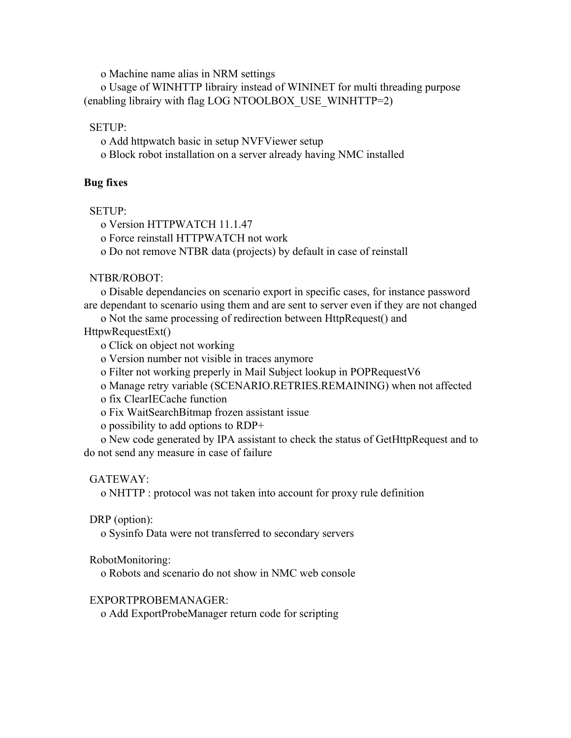- Machine name alias in NRM settings
- Usage of WINHTTP librairy instead of WININET for multi threading purpose (enabling librairy with flag LOG NTOOLBOX_USE_WINHTTP=2)

SETUP:

- Add httpwatch basic in setup NVFViewer setup
- Block robot installation on a server already having NMC installed

**Bug fixes**

SETUP:

- Version HTTPWATCH 11.1.47
- Force reinstall HTTPWATCH not work
- Do not remove NTBR data (projects) by default in case of reinstall

NTBR/ROBOT:

- Disable dependancies on scenario export in specific cases, for instance password are dependant to scenario using them and are sent to server even if they are not changed
- Not the same processing of redirection between HttpRequest() and HttpwRequestExt()
- Click on object not working
- Version number not visible in traces anymore
- Filter not working preperly in Mail Subject lookup in POPRequestV6
- Manage retry variable (SCENARIO.RETRIES.REMAINING) when not affected
- fix ClearIECache function
- Fix WaitSearchBitmap frozen assistant issue
- possibility to add options to RDP+
- New code generated by IPA assistant to check the status of GetHttpRequest and to do not send any measure in case of failure

GATEWAY:

- NHTTP : protocol was not taken into account for proxy rule definition

DRP (option):

- Sysinfo Data were not transferred to secondary servers

RobotMonitoring:

- Robots and scenario do not show in NMC web console

EXPORTPROBEMANAGER:

- Add ExportProbeManager return code for scripting